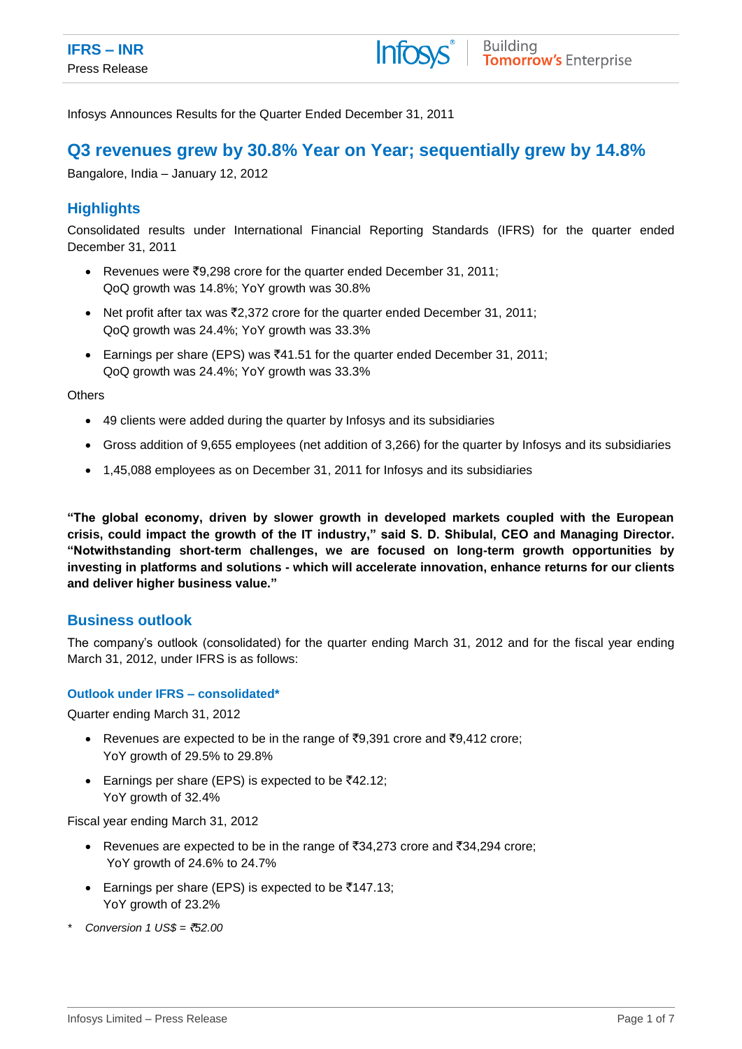**IFRS – INR**

Press Release

Infosys Announces Results for the Quarter Ended December 31, 2011

# Q3 revenues grew by 30.8% Year on Year; sequentially grew by 14.8%

Bangalore, India – January 12, 2012

## Highlights

Consolidated results under International Financial Reporting Standards (IFRS) for the quarter ended December 31, 2011

- Revenues were ₹9,298 crore for the quarter ended December 31, 2011;
  QoQ growth was 14.8%; YoY growth was 30.8%
- Net profit after tax was ₹2,372 crore for the quarter ended December 31, 2011;
  QoQ growth was 24.4%; YoY growth was 33.3%
- Earnings per share (EPS) was ₹41.51 for the quarter ended December 31, 2011;
  QoQ growth was 24.4%; YoY growth was 33.3%

Others

- 49 clients were added during the quarter by Infosys and its subsidiaries
- Gross addition of 9,655 employees (net addition of 3,266) for the quarter by Infosys and its subsidiaries
- 1,45,088 employees as on December 31, 2011 for Infosys and its subsidiaries

**"The global economy, driven by slower growth in developed markets coupled with the European crisis, could impact the growth of the IT industry," said S. D. Shibulal, CEO and Managing Director. "Notwithstanding short-term challenges, we are focused on long-term growth opportunities by investing in platforms and solutions - which will accelerate innovation, enhance returns for our clients and deliver higher business value."**

## Business outlook

The company's outlook (consolidated) for the quarter ending March 31, 2012 and for the fiscal year ending March 31, 2012, under IFRS is as follows:

### Outlook under IFRS – consolidated*

Quarter ending March 31, 2012

- Revenues are expected to be in the range of ₹9,391 crore and ₹9,412 crore;
  YoY growth of 29.5% to 29.8%
- Earnings per share (EPS) is expected to be ₹42.12;
  YoY growth of 32.4%

Fiscal year ending March 31, 2012

- Revenues are expected to be in the range of ₹34,273 crore and ₹34,294 crore;
  YoY growth of 24.6% to 24.7%
- Earnings per share (EPS) is expected to be ₹147.13;
  YoY growth of 23.2%

\* *Conversion 1 US$ = ₹52.00*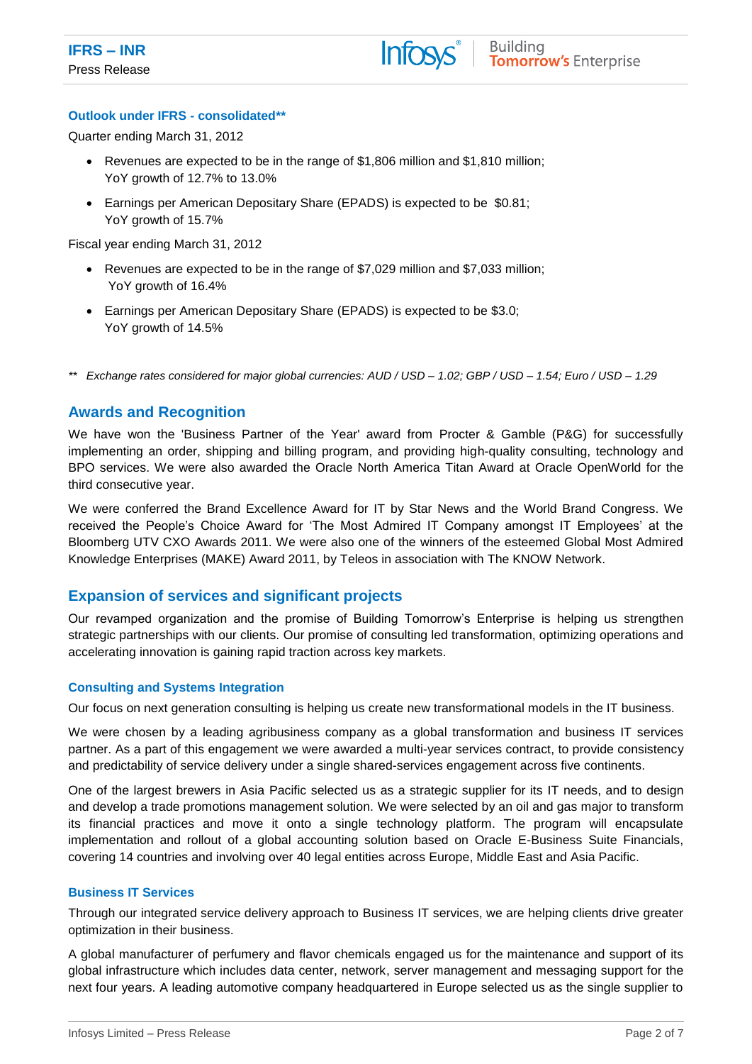### Outlook under IFRS - consolidated**

Quarter ending March 31, 2012

- Revenues are expected to be in the range of $1,806 million and $1,810 million; YoY growth of 12.7% to 13.0%
- Earnings per American Depositary Share (EPADS) is expected to be $0.81; YoY growth of 15.7%

Fiscal year ending March 31, 2012

- Revenues are expected to be in the range of $7,029 million and $7,033 million; YoY growth of 16.4%
- Earnings per American Depositary Share (EPADS) is expected to be $3.0; YoY growth of 14.5%

** *Exchange rates considered for major global currencies: AUD / USD – 1.02; GBP / USD – 1.54; Euro / USD – 1.29*

## Awards and Recognition

We have won the 'Business Partner of the Year' award from Procter & Gamble (P&G) for successfully implementing an order, shipping and billing program, and providing high-quality consulting, technology and BPO services. We were also awarded the Oracle North America Titan Award at Oracle OpenWorld for the third consecutive year.

We were conferred the Brand Excellence Award for IT by Star News and the World Brand Congress. We received the People's Choice Award for 'The Most Admired IT Company amongst IT Employees' at the Bloomberg UTV CXO Awards 2011. We were also one of the winners of the esteemed Global Most Admired Knowledge Enterprises (MAKE) Award 2011, by Teleos in association with The KNOW Network.

## Expansion of services and significant projects

Our revamped organization and the promise of Building Tomorrow's Enterprise is helping us strengthen strategic partnerships with our clients. Our promise of consulting led transformation, optimizing operations and accelerating innovation is gaining rapid traction across key markets.

### Consulting and Systems Integration

Our focus on next generation consulting is helping us create new transformational models in the IT business.

We were chosen by a leading agribusiness company as a global transformation and business IT services partner. As a part of this engagement we were awarded a multi-year services contract, to provide consistency and predictability of service delivery under a single shared-services engagement across five continents.

One of the largest brewers in Asia Pacific selected us as a strategic supplier for its IT needs, and to design and develop a trade promotions management solution. We were selected by an oil and gas major to transform its financial practices and move it onto a single technology platform. The program will encapsulate implementation and rollout of a global accounting solution based on Oracle E-Business Suite Financials, covering 14 countries and involving over 40 legal entities across Europe, Middle East and Asia Pacific.

### Business IT Services

Through our integrated service delivery approach to Business IT services, we are helping clients drive greater optimization in their business.

A global manufacturer of perfumery and flavor chemicals engaged us for the maintenance and support of its global infrastructure which includes data center, network, server management and messaging support for the next four years. A leading automotive company headquartered in Europe selected us as the single supplier to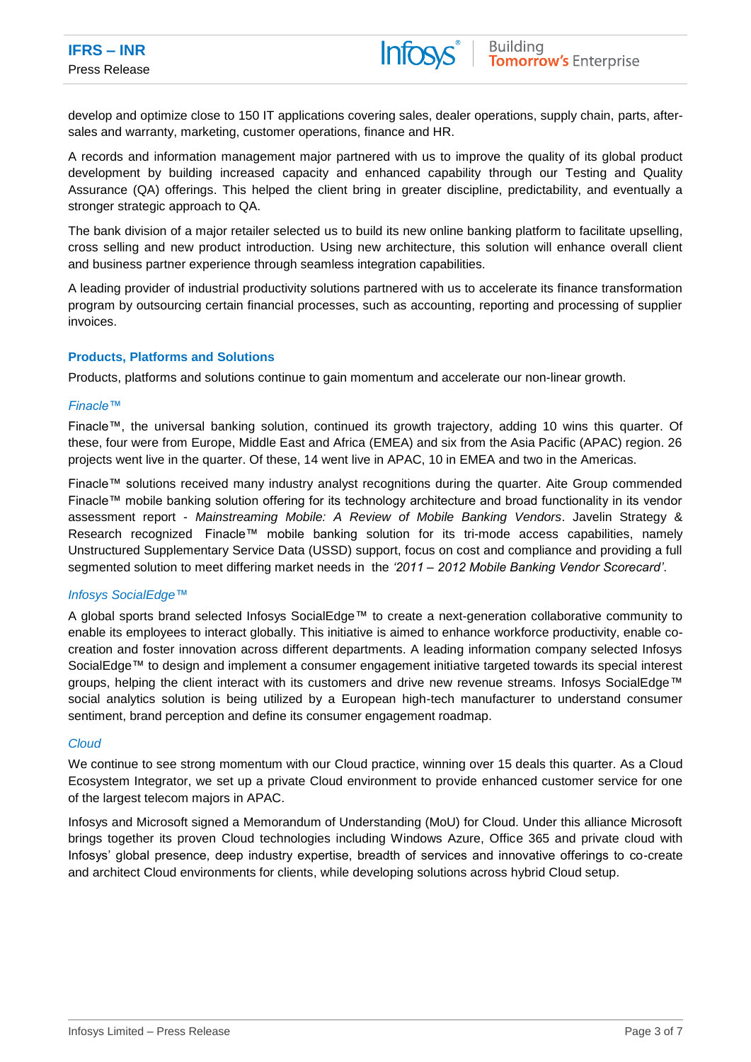develop and optimize close to 150 IT applications covering sales, dealer operations, supply chain, parts, after-sales and warranty, marketing, customer operations, finance and HR.

A records and information management major partnered with us to improve the quality of its global product development by building increased capacity and enhanced capability through our Testing and Quality Assurance (QA) offerings. This helped the client bring in greater discipline, predictability, and eventually a stronger strategic approach to QA.

The bank division of a major retailer selected us to build its new online banking platform to facilitate upselling, cross selling and new product introduction. Using new architecture, this solution will enhance overall client and business partner experience through seamless integration capabilities.

A leading provider of industrial productivity solutions partnered with us to accelerate its finance transformation program by outsourcing certain financial processes, such as accounting, reporting and processing of supplier invoices.

### Products, Platforms and Solutions

Products, platforms and solutions continue to gain momentum and accelerate our non-linear growth.

#### *Finacle™*

Finacle™, the universal banking solution, continued its growth trajectory, adding 10 wins this quarter. Of these, four were from Europe, Middle East and Africa (EMEA) and six from the Asia Pacific (APAC) region. 26 projects went live in the quarter. Of these, 14 went live in APAC, 10 in EMEA and two in the Americas.

Finacle™ solutions received many industry analyst recognitions during the quarter. Aite Group commended Finacle™ mobile banking solution offering for its technology architecture and broad functionality in its vendor assessment report - *Mainstreaming Mobile: A Review of Mobile Banking Vendors*. Javelin Strategy & Research recognized Finacle™ mobile banking solution for its tri-mode access capabilities, namely Unstructured Supplementary Service Data (USSD) support, focus on cost and compliance and providing a full segmented solution to meet differing market needs in the *'2011 – 2012 Mobile Banking Vendor Scorecard'*.

#### *Infosys SocialEdge™*

A global sports brand selected Infosys SocialEdge™ to create a next-generation collaborative community to enable its employees to interact globally. This initiative is aimed to enhance workforce productivity, enable co-creation and foster innovation across different departments. A leading information company selected Infosys SocialEdge™ to design and implement a consumer engagement initiative targeted towards its special interest groups, helping the client interact with its customers and drive new revenue streams. Infosys SocialEdge™ social analytics solution is being utilized by a European high-tech manufacturer to understand consumer sentiment, brand perception and define its consumer engagement roadmap.

#### *Cloud*

We continue to see strong momentum with our Cloud practice, winning over 15 deals this quarter. As a Cloud Ecosystem Integrator, we set up a private Cloud environment to provide enhanced customer service for one of the largest telecom majors in APAC.

Infosys and Microsoft signed a Memorandum of Understanding (MoU) for Cloud. Under this alliance Microsoft brings together its proven Cloud technologies including Windows Azure, Office 365 and private cloud with Infosys' global presence, deep industry expertise, breadth of services and innovative offerings to co-create and architect Cloud environments for clients, while developing solutions across hybrid Cloud setup.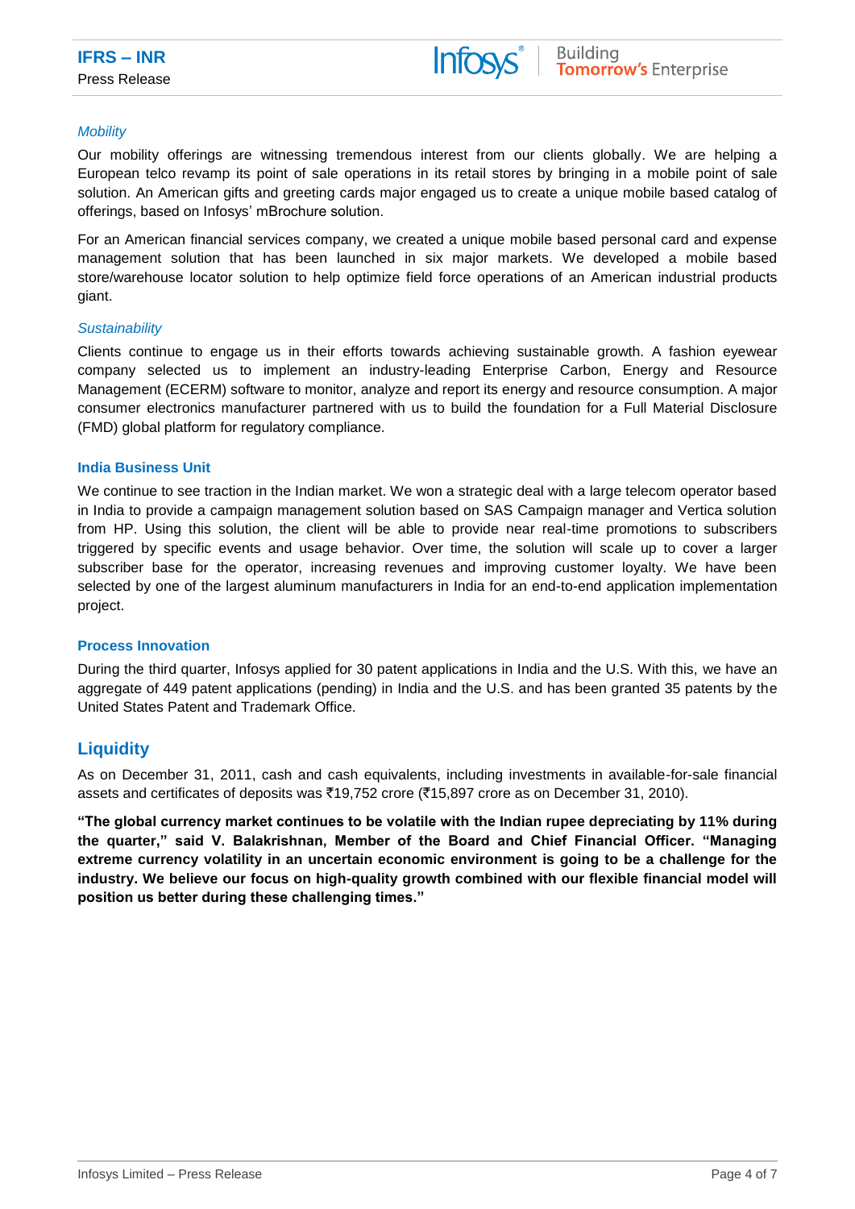*Mobility*

Our mobility offerings are witnessing tremendous interest from our clients globally. We are helping a European telco revamp its point of sale operations in its retail stores by bringing in a mobile point of sale solution. An American gifts and greeting cards major engaged us to create a unique mobile based catalog of offerings, based on Infosys' mBrochure solution.

For an American financial services company, we created a unique mobile based personal card and expense management solution that has been launched in six major markets. We developed a mobile based store/warehouse locator solution to help optimize field force operations of an American industrial products giant.

*Sustainability*

Clients continue to engage us in their efforts towards achieving sustainable growth. A fashion eyewear company selected us to implement an industry-leading Enterprise Carbon, Energy and Resource Management (ECERM) software to monitor, analyze and report its energy and resource consumption. A major consumer electronics manufacturer partnered with us to build the foundation for a Full Material Disclosure (FMD) global platform for regulatory compliance.

### India Business Unit

We continue to see traction in the Indian market. We won a strategic deal with a large telecom operator based in India to provide a campaign management solution based on SAS Campaign manager and Vertica solution from HP. Using this solution, the client will be able to provide near real-time promotions to subscribers triggered by specific events and usage behavior. Over time, the solution will scale up to cover a larger subscriber base for the operator, increasing revenues and improving customer loyalty. We have been selected by one of the largest aluminum manufacturers in India for an end-to-end application implementation project.

### Process Innovation

During the third quarter, Infosys applied for 30 patent applications in India and the U.S. With this, we have an aggregate of 449 patent applications (pending) in India and the U.S. and has been granted 35 patents by the United States Patent and Trademark Office.

## Liquidity

As on December 31, 2011, cash and cash equivalents, including investments in available-for-sale financial assets and certificates of deposits was ₹19,752 crore (₹15,897 crore as on December 31, 2010).

**"The global currency market continues to be volatile with the Indian rupee depreciating by 11% during the quarter," said V. Balakrishnan, Member of the Board and Chief Financial Officer. "Managing extreme currency volatility in an uncertain economic environment is going to be a challenge for the industry. We believe our focus on high-quality growth combined with our flexible financial model will position us better during these challenging times."**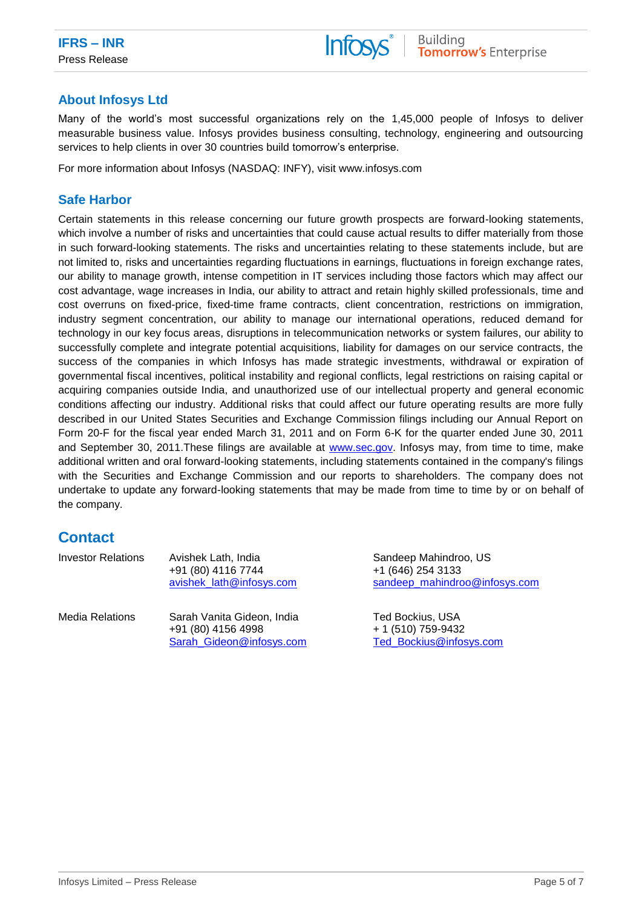## About Infosys Ltd

Many of the world's most successful organizations rely on the 1,45,000 people of Infosys to deliver measurable business value. Infosys provides business consulting, technology, engineering and outsourcing services to help clients in over 30 countries build tomorrow's enterprise.

For more information about Infosys (NASDAQ: INFY), visit www.infosys.com

## Safe Harbor

Certain statements in this release concerning our future growth prospects are forward-looking statements, which involve a number of risks and uncertainties that could cause actual results to differ materially from those in such forward-looking statements. The risks and uncertainties relating to these statements include, but are not limited to, risks and uncertainties regarding fluctuations in earnings, fluctuations in foreign exchange rates, our ability to manage growth, intense competition in IT services including those factors which may affect our cost advantage, wage increases in India, our ability to attract and retain highly skilled professionals, time and cost overruns on fixed-price, fixed-time frame contracts, client concentration, restrictions on immigration, industry segment concentration, our ability to manage our international operations, reduced demand for technology in our key focus areas, disruptions in telecommunication networks or system failures, our ability to successfully complete and integrate potential acquisitions, liability for damages on our service contracts, the success of the companies in which Infosys has made strategic investments, withdrawal or expiration of governmental fiscal incentives, political instability and regional conflicts, legal restrictions on raising capital or acquiring companies outside India, and unauthorized use of our intellectual property and general economic conditions affecting our industry. Additional risks that could affect our future operating results are more fully described in our United States Securities and Exchange Commission filings including our Annual Report on Form 20-F for the fiscal year ended March 31, 2011 and on Form 6-K for the quarter ended June 30, 2011 and September 30, 2011.These filings are available at www.sec.gov. Infosys may, from time to time, make additional written and oral forward-looking statements, including statements contained in the company's filings with the Securities and Exchange Commission and our reports to shareholders. The company does not undertake to update any forward-looking statements that may be made from time to time by or on behalf of the company.

## Contact

| | | |
|---|---|---|
| Investor Relations | Avishek Lath, India<br>+91 (80) 4116 7744<br>avishek_lath@infosys.com | Sandeep Mahindroo, US<br>+1 (646) 254 3133<br>sandeep_mahindroo@infosys.com |
| Media Relations | Sarah Vanita Gideon, India<br>+91 (80) 4156 4998<br>Sarah_Gideon@infosys.com | Ted Bockius, USA<br>+ 1 (510) 759-9432<br>Ted_Bockius@infosys.com |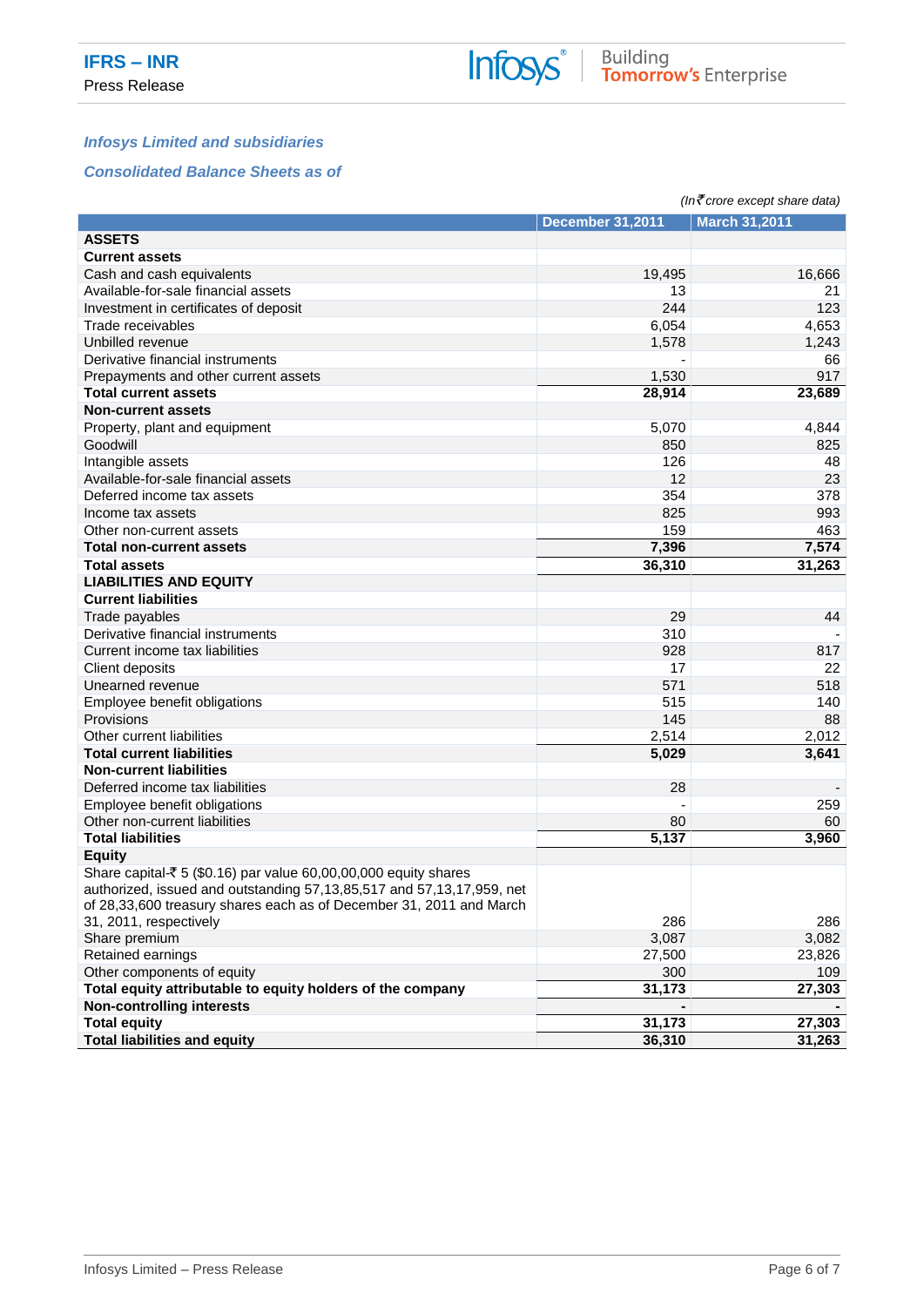IFRS – INR

Press Release

### *Infosys Limited and subsidiaries*

### *Consolidated Balance Sheets as of*

*(In ₹ crore except share data)*

| | December 31,2011 | March 31,2011 |
|---|---|---|
| **ASSETS** | | |
| **Current assets** | | |
| Cash and cash equivalents | 19,495 | 16,666 |
| Available-for-sale financial assets | 13 | 21 |
| Investment in certificates of deposit | 244 | 123 |
| Trade receivables | 6,054 | 4,653 |
| Unbilled revenue | 1,578 | 1,243 |
| Derivative financial instruments | - | 66 |
| Prepayments and other current assets | 1,530 | 917 |
| **Total current assets** | **28,914** | **23,689** |
| **Non-current assets** | | |
| Property, plant and equipment | 5,070 | 4,844 |
| Goodwill | 850 | 825 |
| Intangible assets | 126 | 48 |
| Available-for-sale financial assets | 12 | 23 |
| Deferred income tax assets | 354 | 378 |
| Income tax assets | 825 | 993 |
| Other non-current assets | 159 | 463 |
| **Total non-current assets** | **7,396** | **7,574** |
| **Total assets** | **36,310** | **31,263** |
| **LIABILITIES AND EQUITY** | | |
| **Current liabilities** | | |
| Trade payables | 29 | 44 |
| Derivative financial instruments | 310 | - |
| Current income tax liabilities | 928 | 817 |
| Client deposits | 17 | 22 |
| Unearned revenue | 571 | 518 |
| Employee benefit obligations | 515 | 140 |
| Provisions | 145 | 88 |
| Other current liabilities | 2,514 | 2,012 |
| **Total current liabilities** | **5,029** | **3,641** |
| **Non-current liabilities** | | |
| Deferred income tax liabilities | 28 | - |
| Employee benefit obligations | - | 259 |
| Other non-current liabilities | 80 | 60 |
| **Total liabilities** | **5,137** | **3,960** |
| **Equity** | | |
| Share capital-₹ 5 ($0.16) par value 60,00,00,000 equity shares authorized, issued and outstanding 57,13,85,517 and 57,13,17,959, net of 28,33,600 treasury shares each as of December 31, 2011 and March 31, 2011, respectively | 286 | 286 |
| Share premium | 3,087 | 3,082 |
| Retained earnings | 27,500 | 23,826 |
| Other components of equity | 300 | 109 |
| **Total equity attributable to equity holders of the company** | **31,173** | **27,303** |
| **Non-controlling interests** | **-** | **-** |
| **Total equity** | **31,173** | **27,303** |
| **Total liabilities and equity** | **36,310** | **31,263** |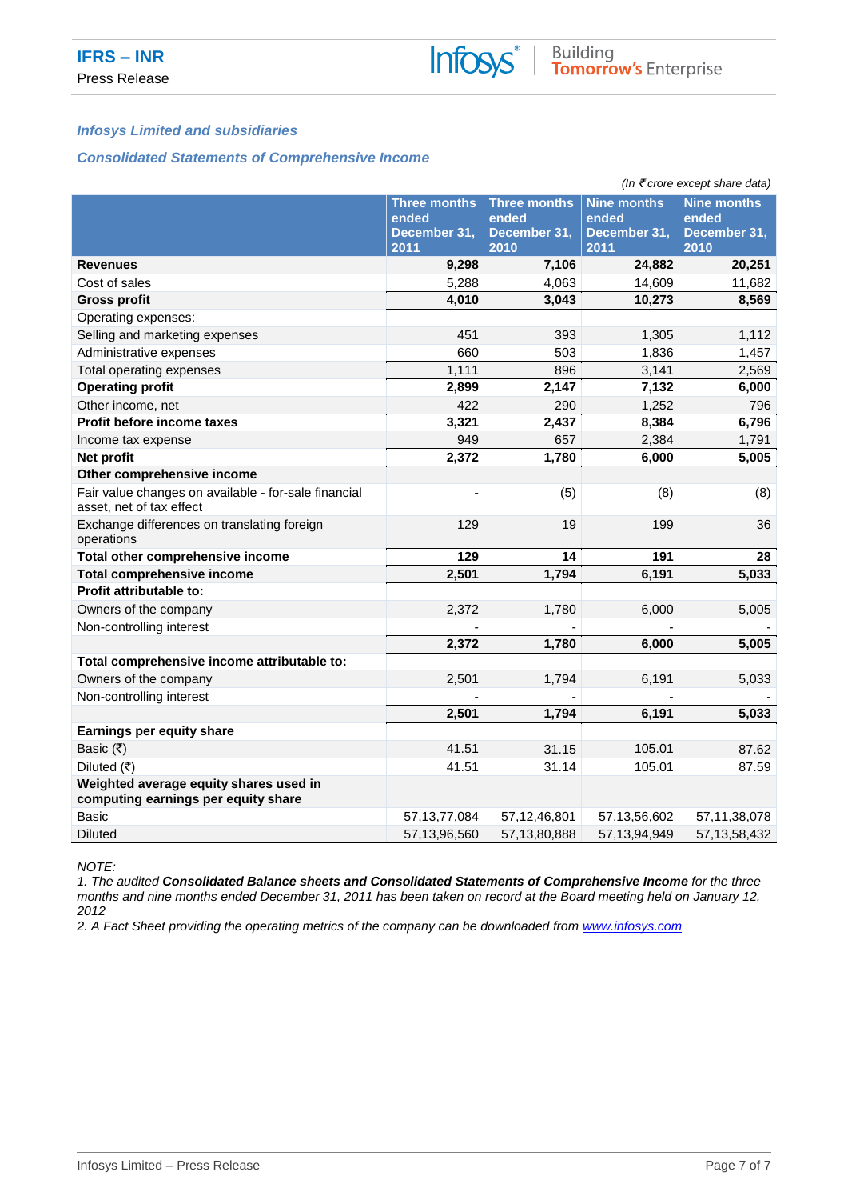IFRS – INR

Press Release

***Infosys Limited and subsidiaries***

***Consolidated Statements of Comprehensive Income***

*(In ₹ crore except share data)*

| | Three months ended December 31, 2011 | Three months ended December 31, 2010 | Nine months ended December 31, 2011 | Nine months ended December 31, 2010 |
|---|---|---|---|---|
| **Revenues** | **9,298** | **7,106** | **24,882** | **20,251** |
| Cost of sales | 5,288 | 4,063 | 14,609 | 11,682 |
| **Gross profit** | **4,010** | **3,043** | **10,273** | **8,569** |
| Operating expenses: | | | | |
| Selling and marketing expenses | 451 | 393 | 1,305 | 1,112 |
| Administrative expenses | 660 | 503 | 1,836 | 1,457 |
| Total operating expenses | 1,111 | 896 | 3,141 | 2,569 |
| **Operating profit** | **2,899** | **2,147** | **7,132** | **6,000** |
| Other income, net | 422 | 290 | 1,252 | 796 |
| **Profit before income taxes** | **3,321** | **2,437** | **8,384** | **6,796** |
| Income tax expense | 949 | 657 | 2,384 | 1,791 |
| **Net profit** | **2,372** | **1,780** | **6,000** | **5,005** |
| **Other comprehensive income** | | | | |
| Fair value changes on available - for-sale financial asset, net of tax effect | - | (5) | (8) | (8) |
| Exchange differences on translating foreign operations | 129 | 19 | 199 | 36 |
| **Total other comprehensive income** | **129** | **14** | **191** | **28** |
| **Total comprehensive income** | **2,501** | **1,794** | **6,191** | **5,033** |
| **Profit attributable to:** | | | | |
| Owners of the company | 2,372 | 1,780 | 6,000 | 5,005 |
| Non-controlling interest | - | - | - | - |
| | **2,372** | **1,780** | **6,000** | **5,005** |
| **Total comprehensive income attributable to:** | | | | |
| Owners of the company | 2,501 | 1,794 | 6,191 | 5,033 |
| Non-controlling interest | - | - | - | - |
| | **2,501** | **1,794** | **6,191** | **5,033** |
| **Earnings per equity share** | | | | |
| Basic (₹) | 41.51 | 31.15 | 105.01 | 87.62 |
| Diluted (₹) | 41.51 | 31.14 | 105.01 | 87.59 |
| **Weighted average equity shares used in computing earnings per equity share** | | | | |
| Basic | 57,13,77,084 | 57,12,46,801 | 57,13,56,602 | 57,11,38,078 |
| Diluted | 57,13,96,560 | 57,13,80,888 | 57,13,94,949 | 57,13,58,432 |

*NOTE:*

*1. The audited **Consolidated Balance sheets and Consolidated Statements of Comprehensive Income** for the three months and nine months ended December 31, 2011 has been taken on record at the Board meeting held on January 12, 2012*

*2. A Fact Sheet providing the operating metrics of the company can be downloaded from www.infosys.com*